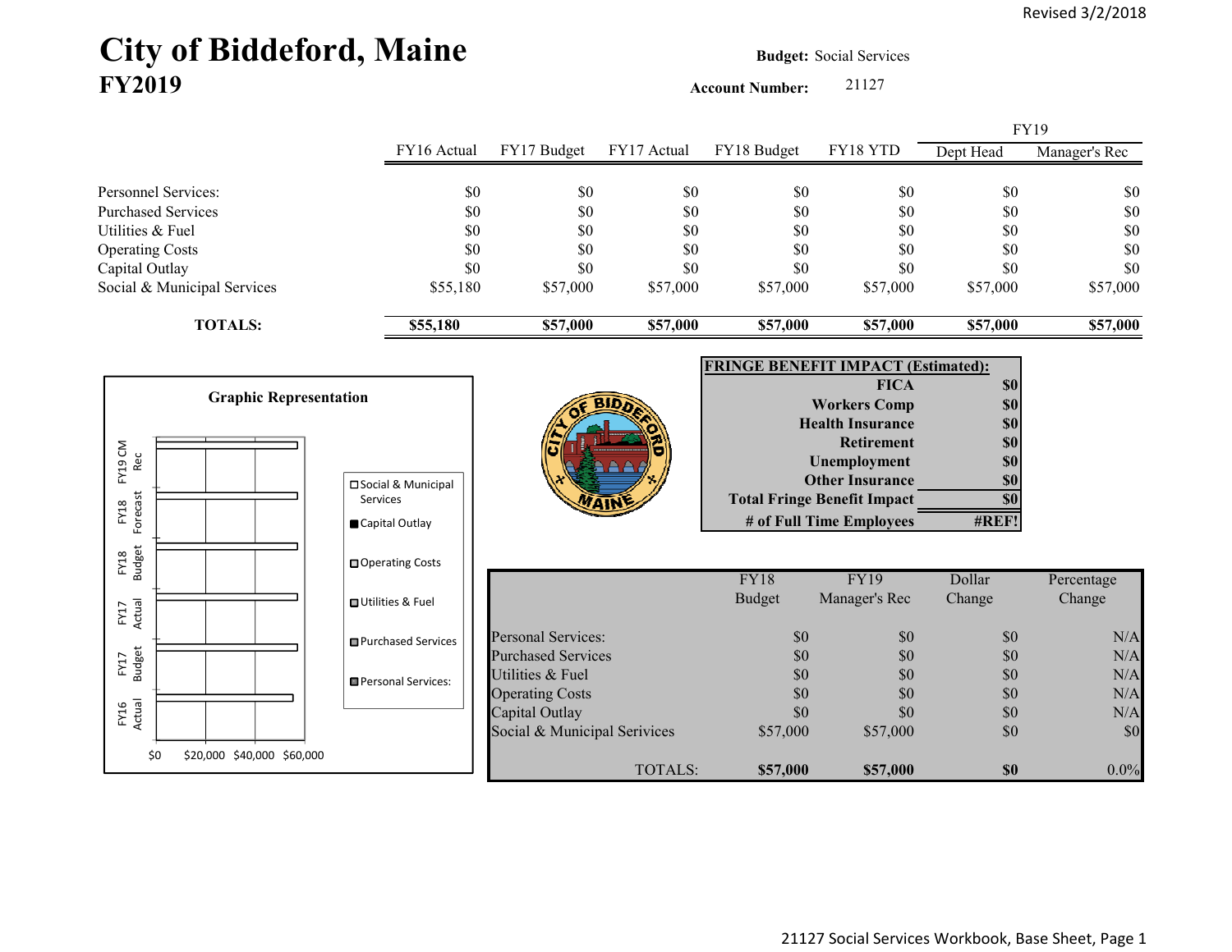Revised 3/2/2018

# City of Biddeford, Maine
## FY2019

**Budget:** Social Services

**Account Number:** 21127

| | FY16 Actual | FY17 Budget | FY17 Actual | FY18 Budget | FY18 YTD | FY19 Dept Head | FY19 Manager's Rec |
|---|---|---|---|---|---|---|---|
| Personnel Services: | $0 | $0 | $0 | $0 | $0 | $0 | $0 |
| Purchased Services | $0 | $0 | $0 | $0 | $0 | $0 | $0 |
| Utilities & Fuel | $0 | $0 | $0 | $0 | $0 | $0 | $0 |
| Operating Costs | $0 | $0 | $0 | $0 | $0 | $0 | $0 |
| Capital Outlay | $0 | $0 | $0 | $0 | $0 | $0 | $0 |
| Social & Municipal Services | $55,180 | $57,000 | $57,000 | $57,000 | $57,000 | $57,000 | $57,000 |
| **TOTALS:** | **$55,180** | **$57,000** | **$57,000** | **$57,000** | **$57,000** | **$57,000** | **$57,000** |

**Graphic Representation**

Legend: Social & Municipal Services; Capital Outlay; Operating Costs; Utilities & Fuel; Purchased Services; Personal Services:

Categories: FY19 CM Rec; FY18 Forecast; FY18 Budget; FY17 Actual; FY17 Budget; FY16 Actual

Axis: $0 $20,000 $40,000 $60,000

| **FRINGE BENEFIT IMPACT (Estimated):** | |
|---|---|
| **FICA** | **$0** |
| **Workers Comp** | **$0** |
| **Health Insurance** | **$0** |
| **Retirement** | **$0** |
| **Unemployment** | **$0** |
| **Other Insurance** | **$0** |
| **Total Fringe Benefit Impact** | **$0** |
| **# of Full Time Employees** | **#REF!** |

| | FY18 Budget | FY19 Manager's Rec | Dollar Change | Percentage Change |
|---|---|---|---|---|
| Personal Services: | $0 | $0 | $0 | N/A |
| Purchased Services | $0 | $0 | $0 | N/A |
| Utilities & Fuel | $0 | $0 | $0 | N/A |
| Operating Costs | $0 | $0 | $0 | N/A |
| Capital Outlay | $0 | $0 | $0 | N/A |
| Social & Municipal Services | $57,000 | $57,000 | $0 | $0 |
| TOTALS: | **$57,000** | **$57,000** | **$0** | 0.0% |

21127 Social Services Workbook, Base Sheet, Page 1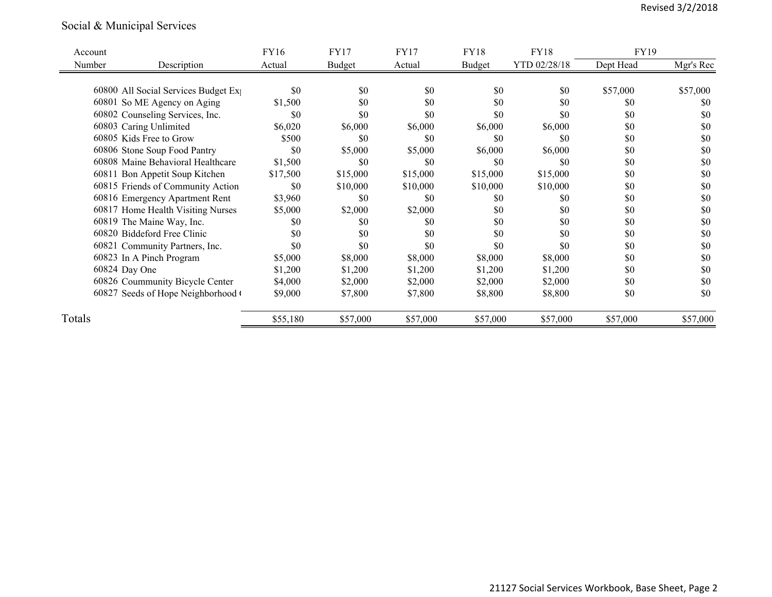Revised 3/2/2018

## Social & Municipal Services

| Account Number | Description | FY16 Actual | FY17 Budget | FY17 Actual | FY18 Budget | FY18 YTD 02/28/18 | FY19 Dept Head | FY19 Mgr's Rec |
|---|---|---|---|---|---|---|---|---|
| 60800 | All Social Services Budget Ex | $0 | $0 | $0 | $0 | $0 | $57,000 | $57,000 |
| 60801 | So ME Agency on Aging | $1,500 | $0 | $0 | $0 | $0 | $0 | $0 |
| 60802 | Counseling Services, Inc. | $0 | $0 | $0 | $0 | $0 | $0 | $0 |
| 60803 | Caring Unlimited | $6,020 | $6,000 | $6,000 | $6,000 | $6,000 | $0 | $0 |
| 60805 | Kids Free to Grow | $500 | $0 | $0 | $0 | $0 | $0 | $0 |
| 60806 | Stone Soup Food Pantry | $0 | $5,000 | $5,000 | $6,000 | $6,000 | $0 | $0 |
| 60808 | Maine Behavioral Healthcare | $1,500 | $0 | $0 | $0 | $0 | $0 | $0 |
| 60811 | Bon Appetit Soup Kitchen | $17,500 | $15,000 | $15,000 | $15,000 | $15,000 | $0 | $0 |
| 60815 | Friends of Community Action | $0 | $10,000 | $10,000 | $10,000 | $10,000 | $0 | $0 |
| 60816 | Emergency Apartment Rent | $3,960 | $0 | $0 | $0 | $0 | $0 | $0 |
| 60817 | Home Health Visiting Nurses | $5,000 | $2,000 | $2,000 | $0 | $0 | $0 | $0 |
| 60819 | The Maine Way, Inc. | $0 | $0 | $0 | $0 | $0 | $0 | $0 |
| 60820 | Biddeford Free Clinic | $0 | $0 | $0 | $0 | $0 | $0 | $0 |
| 60821 | Community Partners, Inc. | $0 | $0 | $0 | $0 | $0 | $0 | $0 |
| 60823 | In A Pinch Program | $5,000 | $8,000 | $8,000 | $8,000 | $8,000 | $0 | $0 |
| 60824 | Day One | $1,200 | $1,200 | $1,200 | $1,200 | $1,200 | $0 | $0 |
| 60826 | Coummunity Bicycle Center | $4,000 | $2,000 | $2,000 | $2,000 | $2,000 | $0 | $0 |
| 60827 | Seeds of Hope Neighborhood ( | $9,000 | $7,800 | $7,800 | $8,800 | $8,800 | $0 | $0 |
| **Totals** | | $55,180 | $57,000 | $57,000 | $57,000 | $57,000 | $57,000 | $57,000 |

21127 Social Services Workbook, Base Sheet, Page 2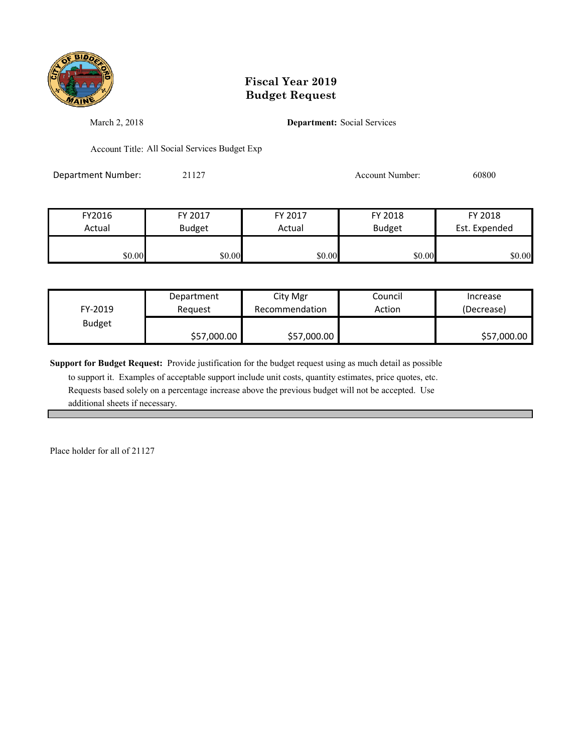# Fiscal Year 2019
# Budget Request

March 2, 2018

**Department:** Social Services

Account Title: All Social Services Budget Exp

Department Number: 21127

Account Number: 60800

| FY2016 Actual | FY 2017 Budget | FY 2017 Actual | FY 2018 Budget | FY 2018 Est. Expended |
|---|---|---|---|---|
| $0.00 | $0.00 | $0.00 | $0.00 | $0.00 |

| FY-2019 Budget | Department Request | City Mgr Recommendation | Council Action | Increase (Decrease) |
|---|---|---|---|---|
| | $57,000.00 | $57,000.00 | | $57,000.00 |

**Support for Budget Request:** Provide justification for the budget request using as much detail as possible to support it. Examples of acceptable support include unit costs, quantity estimates, price quotes, etc. Requests based solely on a percentage increase above the previous budget will not be accepted. Use additional sheets if necessary.

Place holder for all of 21127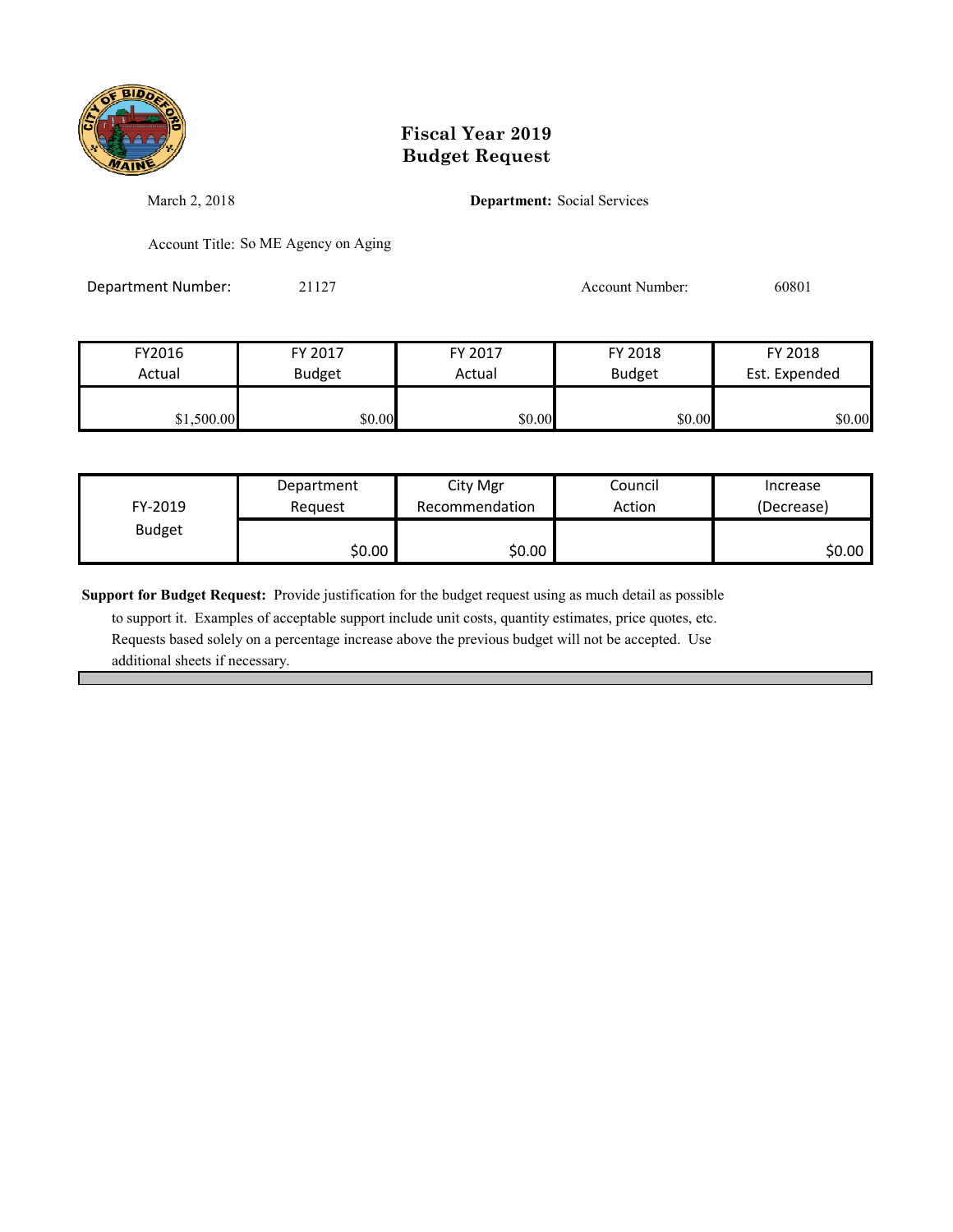# Fiscal Year 2019
# Budget Request

March 2, 2018

**Department:** Social Services

Account Title: So ME Agency on Aging

Department Number: 21127

Account Number: 60801

| FY2016 Actual | FY 2017 Budget | FY 2017 Actual | FY 2018 Budget | FY 2018 Est. Expended |
|---|---|---|---|---|
| $1,500.00 | $0.00 | $0.00 | $0.00 | $0.00 |

| FY-2019 Budget | Department Request | City Mgr Recommendation | Council Action | Increase (Decrease) |
|---|---|---|---|---|
| | $0.00 | $0.00 | | $0.00 |

**Support for Budget Request:** Provide justification for the budget request using as much detail as possible to support it. Examples of acceptable support include unit costs, quantity estimates, price quotes, etc. Requests based solely on a percentage increase above the previous budget will not be accepted. Use additional sheets if necessary.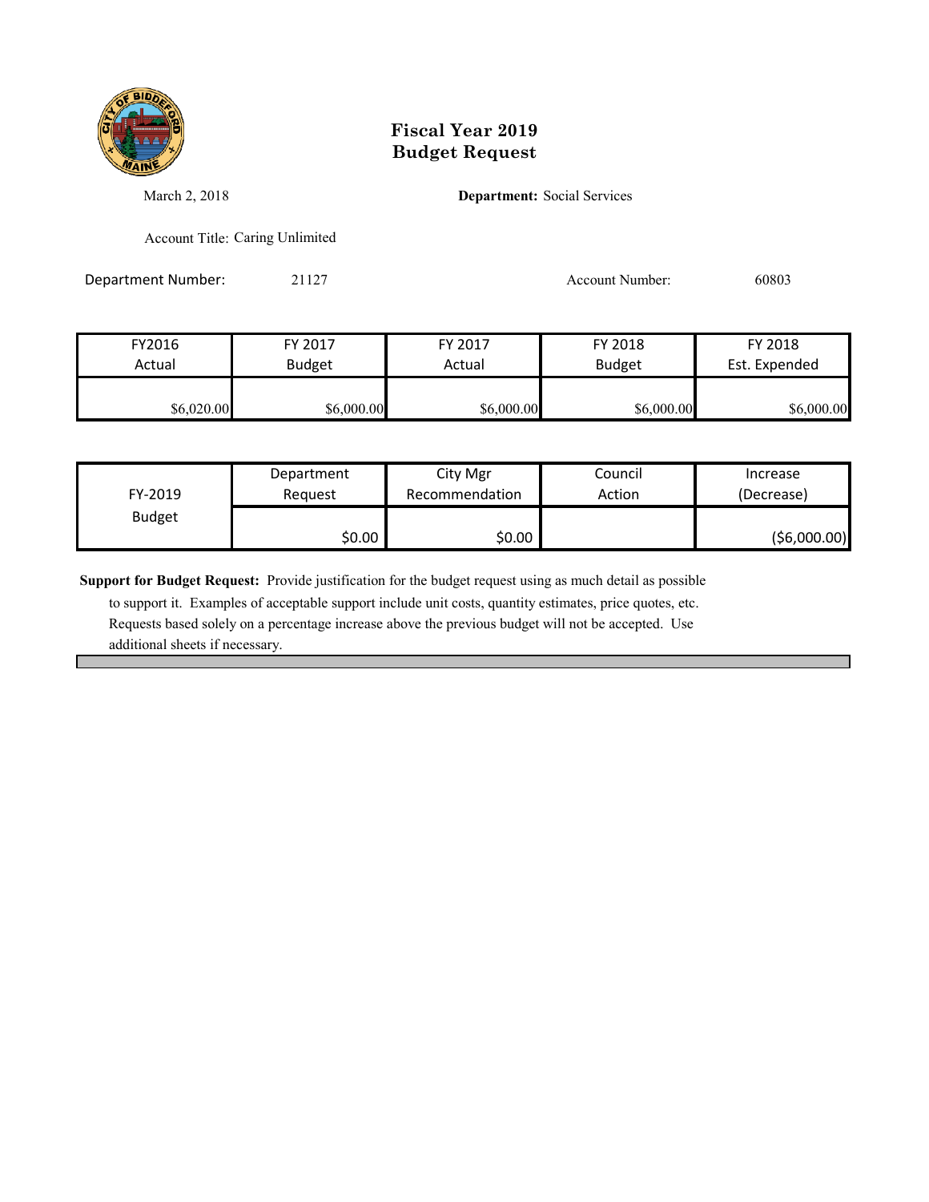# Fiscal Year 2019
# Budget Request

March 2, 2018

**Department:** Social Services

Account Title: Caring Unlimited

Department Number: 21127

Account Number: 60803

| FY2016 Actual | FY 2017 Budget | FY 2017 Actual | FY 2018 Budget | FY 2018 Est. Expended |
|---|---|---|---|---|
| $6,020.00 | $6,000.00 | $6,000.00 | $6,000.00 | $6,000.00 |

| FY-2019 Budget | Department Request | City Mgr Recommendation | Council Action | Increase (Decrease) |
|---|---|---|---|---|
| | $0.00 | $0.00 | | ($6,000.00) |

**Support for Budget Request:** Provide justification for the budget request using as much detail as possible to support it. Examples of acceptable support include unit costs, quantity estimates, price quotes, etc. Requests based solely on a percentage increase above the previous budget will not be accepted. Use additional sheets if necessary.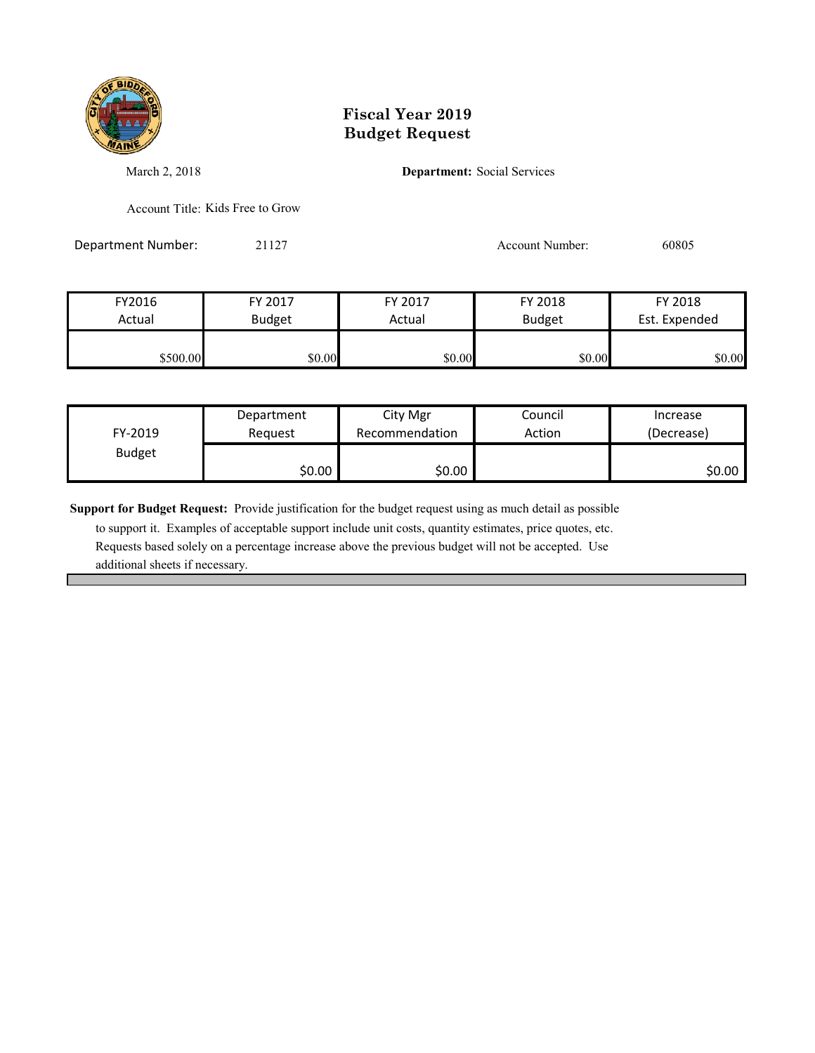# Fiscal Year 2019
# Budget Request

March 2, 2018

**Department:** Social Services

Account Title: Kids Free to Grow

Department Number: 21127

Account Number: 60805

| FY2016 Actual | FY 2017 Budget | FY 2017 Actual | FY 2018 Budget | FY 2018 Est. Expended |
|---|---|---|---|---|
| $500.00 | $0.00 | $0.00 | $0.00 | $0.00 |

| FY-2019 Budget | Department Request | City Mgr Recommendation | Council Action | Increase (Decrease) |
|---|---|---|---|---|
| | $0.00 | $0.00 | | $0.00 |

**Support for Budget Request:** Provide justification for the budget request using as much detail as possible to support it. Examples of acceptable support include unit costs, quantity estimates, price quotes, etc. Requests based solely on a percentage increase above the previous budget will not be accepted. Use additional sheets if necessary.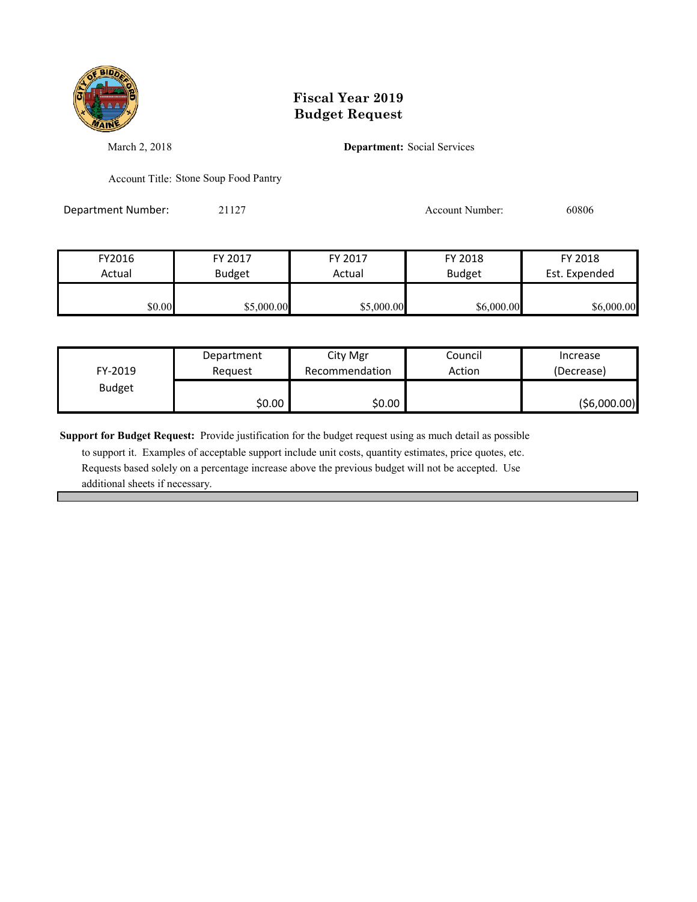# Fiscal Year 2019
# Budget Request

March 2, 2018

**Department:** Social Services

Account Title: Stone Soup Food Pantry

Department Number: 21127

Account Number: 60806

| FY2016 Actual | FY 2017 Budget | FY 2017 Actual | FY 2018 Budget | FY 2018 Est. Expended |
|---|---|---|---|---|
| $0.00 | $5,000.00 | $5,000.00 | $6,000.00 | $6,000.00 |

| FY-2019 Budget | Department Request | City Mgr Recommendation | Council Action | Increase (Decrease) |
|---|---|---|---|---|
| | $0.00 | $0.00 | | ($6,000.00) |

**Support for Budget Request:** Provide justification for the budget request using as much detail as possible to support it. Examples of acceptable support include unit costs, quantity estimates, price quotes, etc. Requests based solely on a percentage increase above the previous budget will not be accepted. Use additional sheets if necessary.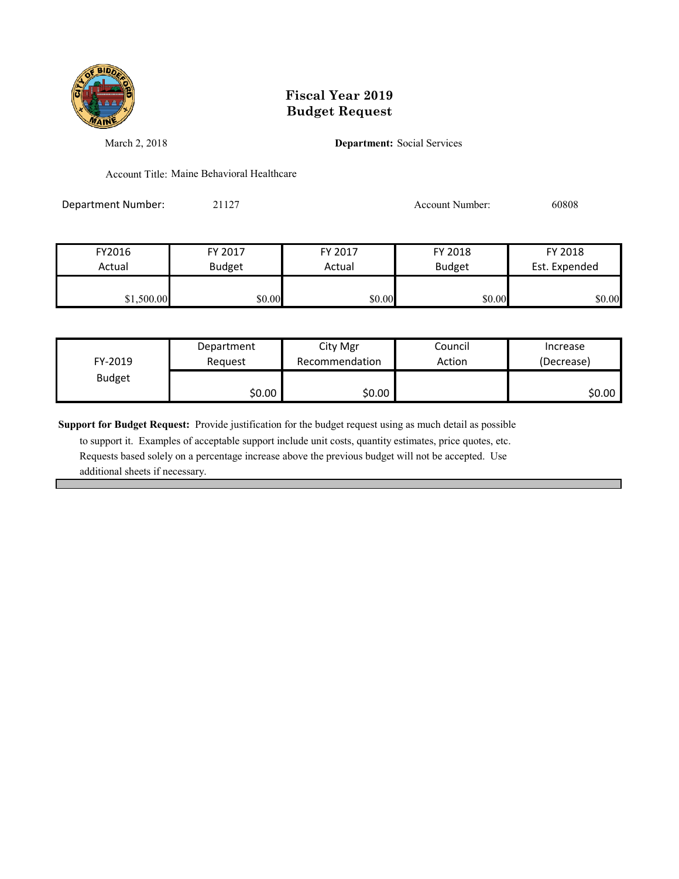# Fiscal Year 2019
# Budget Request

March 2, 2018

**Department:** Social Services

Account Title: Maine Behavioral Healthcare

Department Number: 21127

Account Number: 60808

| FY2016 Actual | FY 2017 Budget | FY 2017 Actual | FY 2018 Budget | FY 2018 Est. Expended |
|---|---|---|---|---|
| $1,500.00 | $0.00 | $0.00 | $0.00 | $0.00 |

| FY-2019 Budget | Department Request | City Mgr Recommendation | Council Action | Increase (Decrease) |
|---|---|---|---|---|
| | $0.00 | $0.00 | | $0.00 |

**Support for Budget Request:** Provide justification for the budget request using as much detail as possible to support it. Examples of acceptable support include unit costs, quantity estimates, price quotes, etc. Requests based solely on a percentage increase above the previous budget will not be accepted. Use additional sheets if necessary.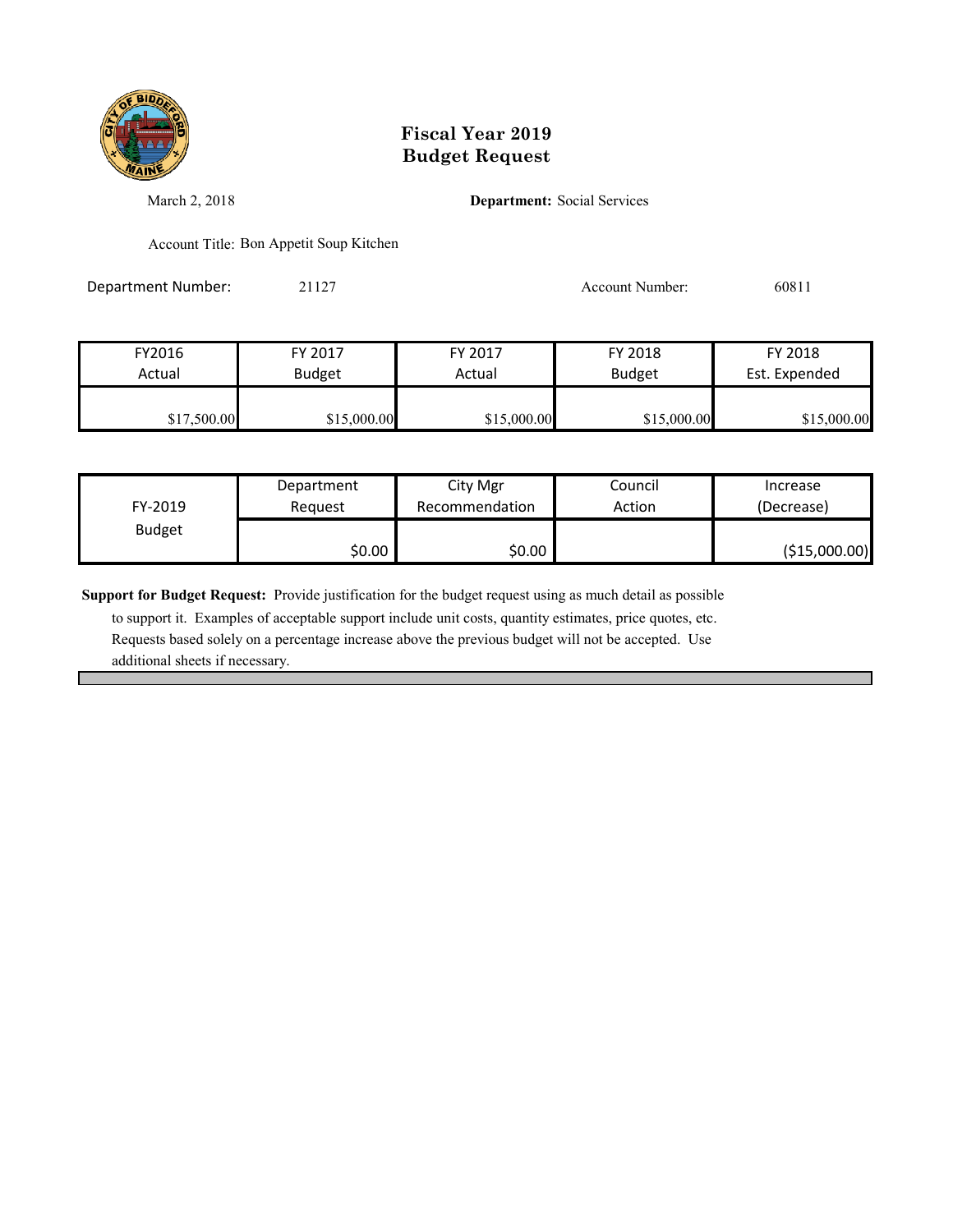# Fiscal Year 2019
# Budget Request

March 2, 2018

**Department:** Social Services

Account Title: Bon Appetit Soup Kitchen

Department Number: 21127

Account Number: 60811

| FY2016 Actual | FY 2017 Budget | FY 2017 Actual | FY 2018 Budget | FY 2018 Est. Expended |
|---|---|---|---|---|
| $17,500.00 | $15,000.00 | $15,000.00 | $15,000.00 | $15,000.00 |

| FY-2019 Budget | Department Request | City Mgr Recommendation | Council Action | Increase (Decrease) |
|---|---|---|---|---|
| | $0.00 | $0.00 | | ($15,000.00) |

**Support for Budget Request:** Provide justification for the budget request using as much detail as possible to support it. Examples of acceptable support include unit costs, quantity estimates, price quotes, etc. Requests based solely on a percentage increase above the previous budget will not be accepted. Use additional sheets if necessary.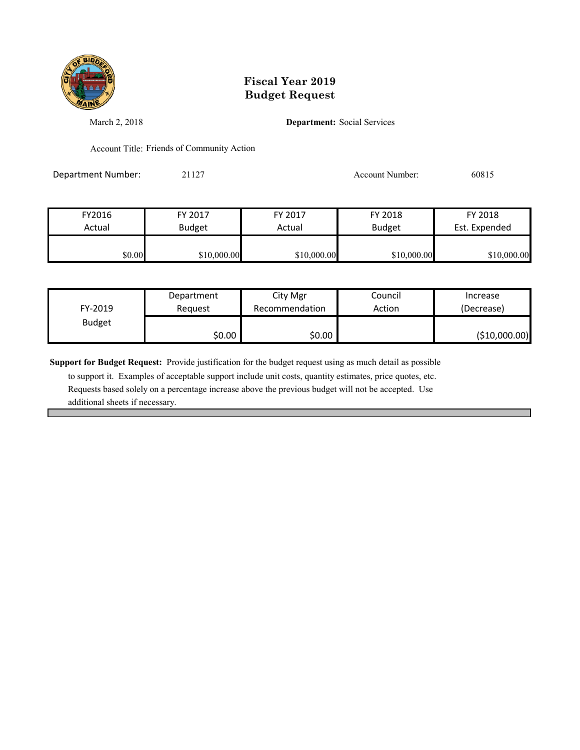# Fiscal Year 2019 Budget Request

March 2, 2018

**Department:** Social Services

Account Title: Friends of Community Action

Department Number: 21127

Account Number: 60815

| FY2016 Actual | FY 2017 Budget | FY 2017 Actual | FY 2018 Budget | FY 2018 Est. Expended |
|---|---|---|---|---|
| $0.00 | $10,000.00 | $10,000.00 | $10,000.00 | $10,000.00 |

| FY-2019 Budget | Department Request | City Mgr Recommendation | Council Action | Increase (Decrease) |
|---|---|---|---|---|
| | $0.00 | $0.00 | | ($10,000.00) |

**Support for Budget Request:** Provide justification for the budget request using as much detail as possible to support it. Examples of acceptable support include unit costs, quantity estimates, price quotes, etc. Requests based solely on a percentage increase above the previous budget will not be accepted. Use additional sheets if necessary.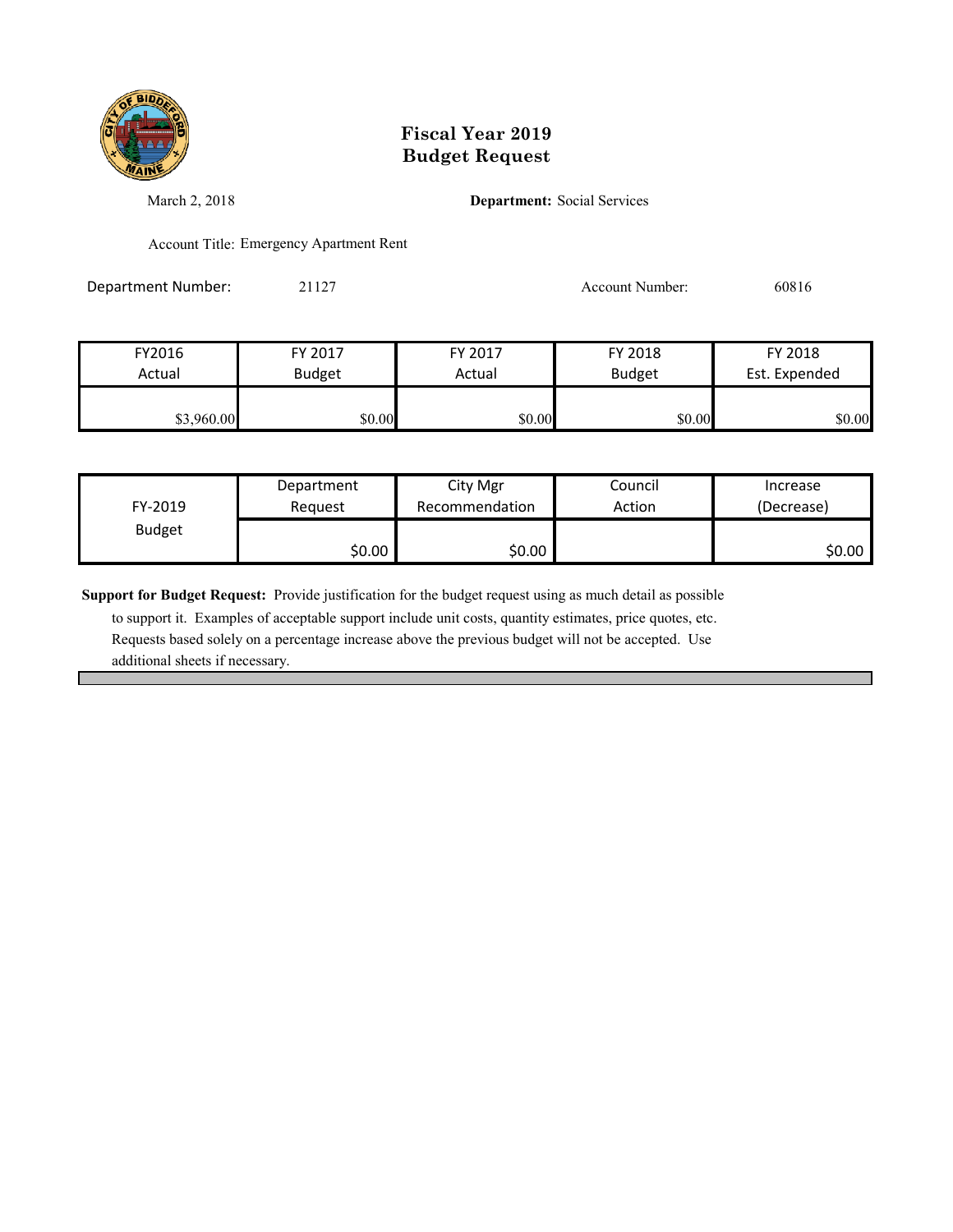# Fiscal Year 2019
# Budget Request

March 2, 2018

**Department:** Social Services

Account Title: Emergency Apartment Rent

Department Number: 21127

Account Number: 60816

| FY2016 Actual | FY 2017 Budget | FY 2017 Actual | FY 2018 Budget | FY 2018 Est. Expended |
|---|---|---|---|---|
| $3,960.00 | $0.00 | $0.00 | $0.00 | $0.00 |

| FY-2019 Budget | Department Request | City Mgr Recommendation | Council Action | Increase (Decrease) |
|---|---|---|---|---|
| | $0.00 | $0.00 | | $0.00 |

**Support for Budget Request:** Provide justification for the budget request using as much detail as possible to support it. Examples of acceptable support include unit costs, quantity estimates, price quotes, etc. Requests based solely on a percentage increase above the previous budget will not be accepted. Use additional sheets if necessary.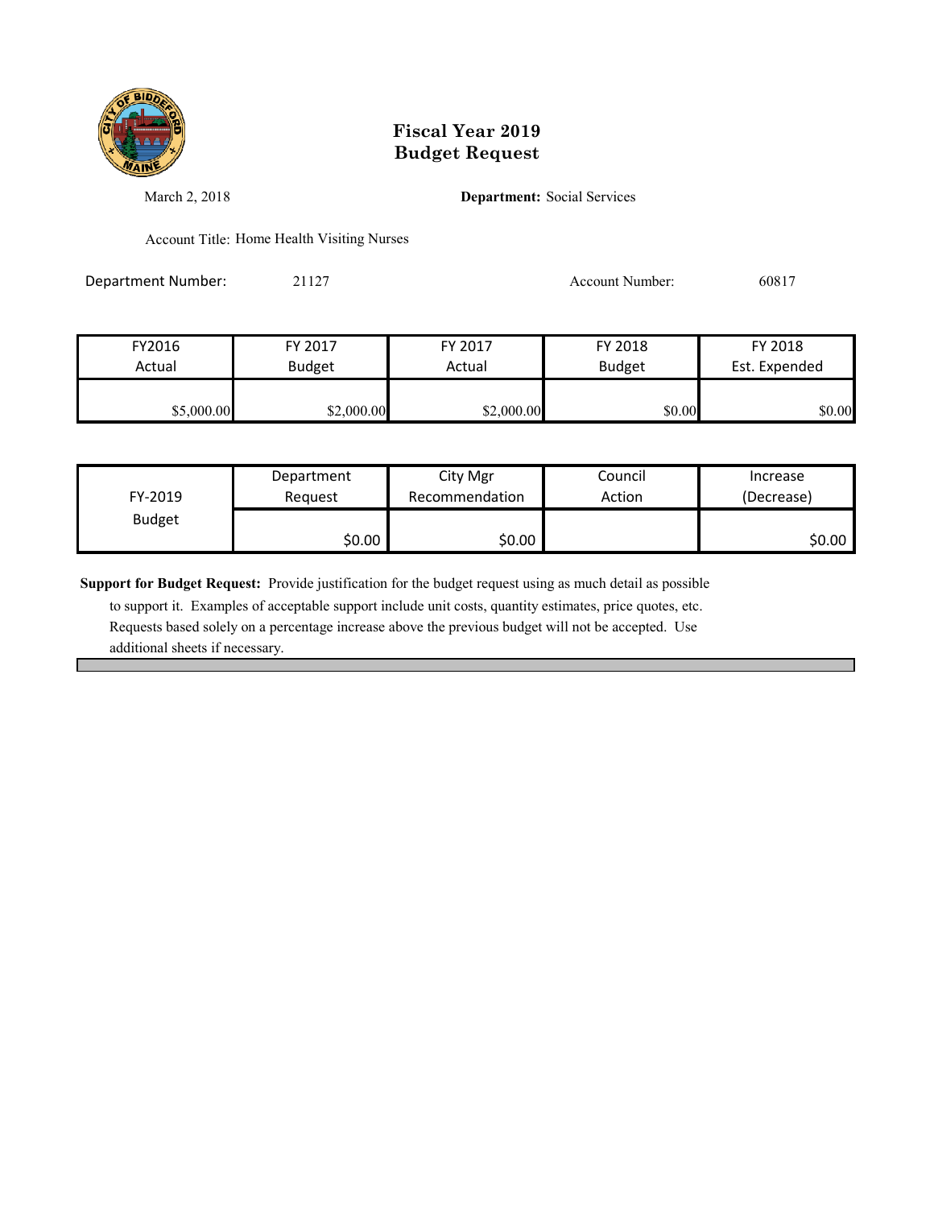# Fiscal Year 2019
# Budget Request

March 2, 2018

**Department:** Social Services

Account Title: Home Health Visiting Nurses

Department Number: 21127

Account Number: 60817

| FY2016 Actual | FY 2017 Budget | FY 2017 Actual | FY 2018 Budget | FY 2018 Est. Expended |
|---|---|---|---|---|
| $5,000.00 | $2,000.00 | $2,000.00 | $0.00 | $0.00 |

| FY-2019 Budget | Department Request | City Mgr Recommendation | Council Action | Increase (Decrease) |
|---|---|---|---|---|
| | $0.00 | $0.00 | | $0.00 |

**Support for Budget Request:** Provide justification for the budget request using as much detail as possible to support it. Examples of acceptable support include unit costs, quantity estimates, price quotes, etc. Requests based solely on a percentage increase above the previous budget will not be accepted. Use additional sheets if necessary.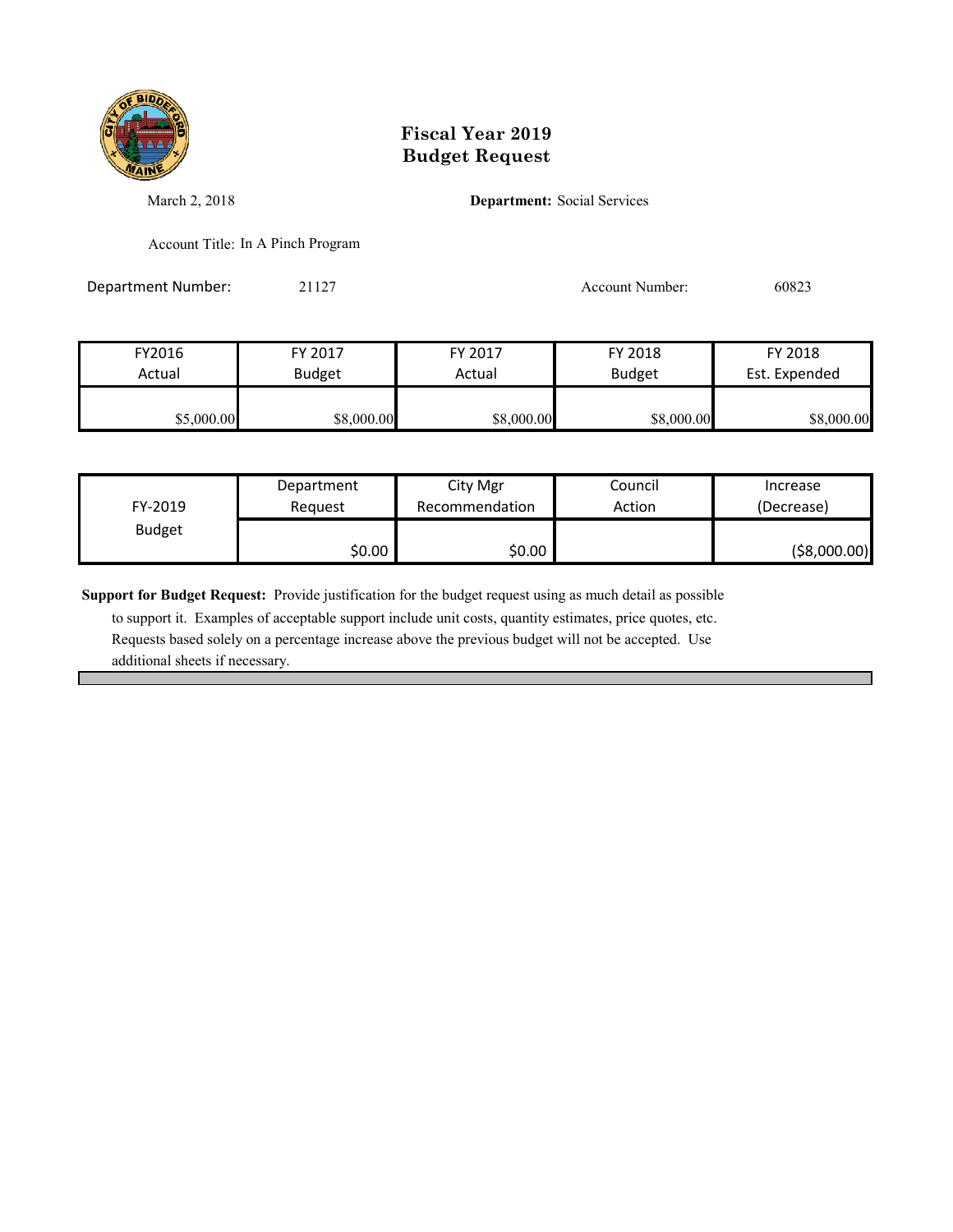# Fiscal Year 2019
# Budget Request

March 2, 2018

**Department:** Social Services

Account Title: In A Pinch Program

Department Number: 21127

Account Number: 60823

| FY2016 Actual | FY 2017 Budget | FY 2017 Actual | FY 2018 Budget | FY 2018 Est. Expended |
|---|---|---|---|---|
| $5,000.00 | $8,000.00 | $8,000.00 | $8,000.00 | $8,000.00 |

| FY-2019 Budget | Department Request | City Mgr Recommendation | Council Action | Increase (Decrease) |
|---|---|---|---|---|
| | $0.00 | $0.00 | | ($8,000.00) |

**Support for Budget Request:** Provide justification for the budget request using as much detail as possible to support it. Examples of acceptable support include unit costs, quantity estimates, price quotes, etc. Requests based solely on a percentage increase above the previous budget will not be accepted. Use additional sheets if necessary.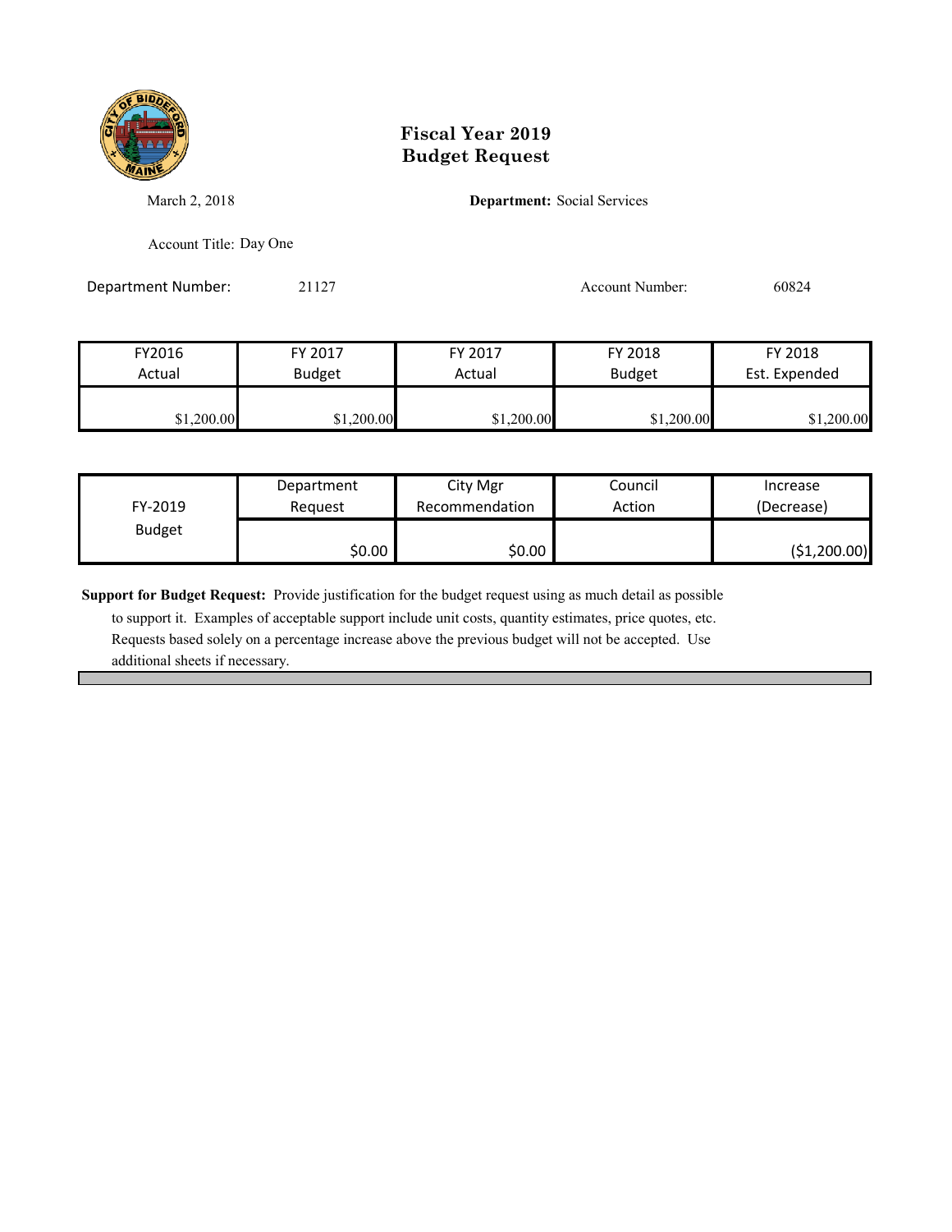# Fiscal Year 2019
# Budget Request

March 2, 2018

**Department:** Social Services

Account Title: Day One

Department Number: 21127

Account Number: 60824

| FY2016 Actual | FY 2017 Budget | FY 2017 Actual | FY 2018 Budget | FY 2018 Est. Expended |
|---|---|---|---|---|
| $1,200.00 | $1,200.00 | $1,200.00 | $1,200.00 | $1,200.00 |

| FY-2019 Budget | Department Request | City Mgr Recommendation | Council Action | Increase (Decrease) |
|---|---|---|---|---|
| | $0.00 | $0.00 | | ($1,200.00) |

**Support for Budget Request:** Provide justification for the budget request using as much detail as possible to support it. Examples of acceptable support include unit costs, quantity estimates, price quotes, etc. Requests based solely on a percentage increase above the previous budget will not be accepted. Use additional sheets if necessary.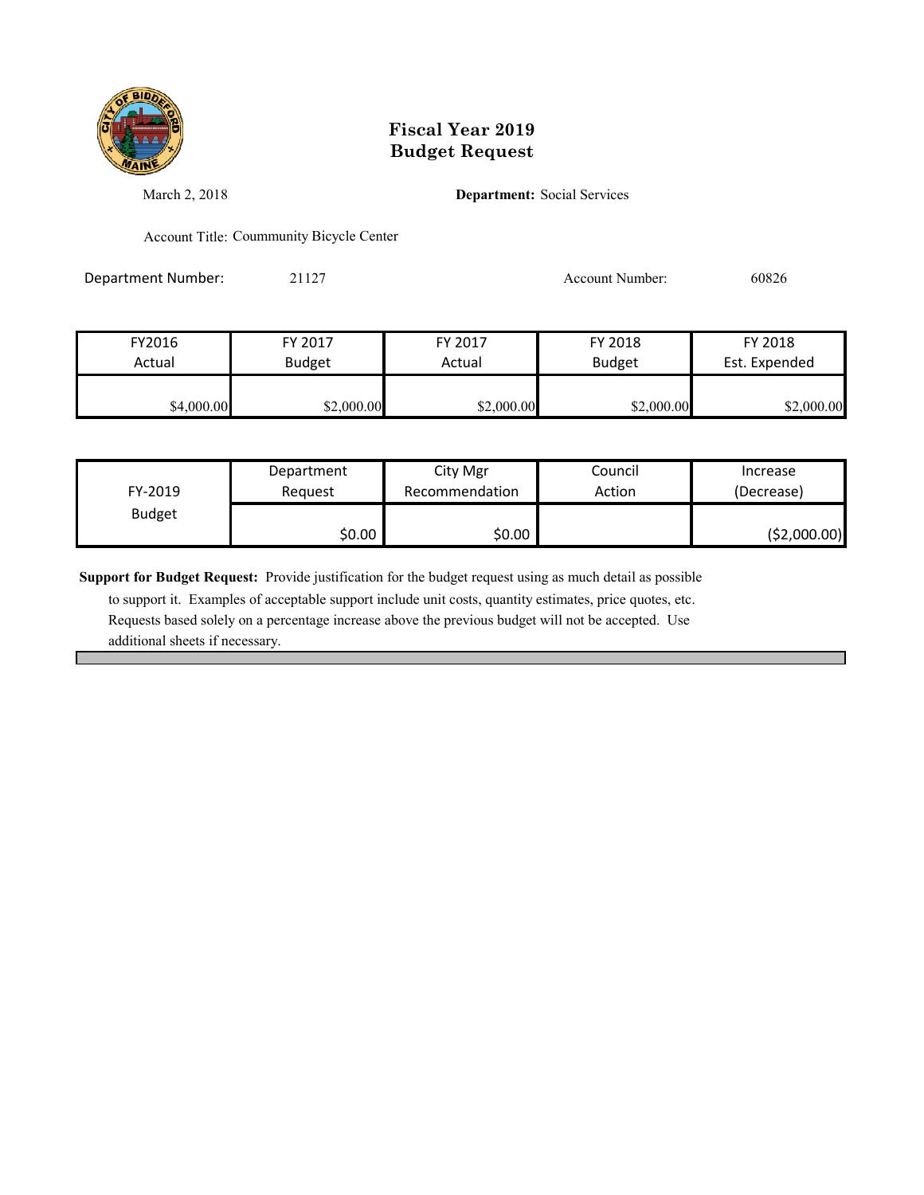# Fiscal Year 2019
# Budget Request

March 2, 2018

**Department:** Social Services

Account Title: Coummunity Bicycle Center

Department Number: 21127

Account Number: 60826

| FY2016 Actual | FY 2017 Budget | FY 2017 Actual | FY 2018 Budget | FY 2018 Est. Expended |
|---|---|---|---|---|
| $4,000.00 | $2,000.00 | $2,000.00 | $2,000.00 | $2,000.00 |

| FY-2019 Budget | Department Request | City Mgr Recommendation | Council Action | Increase (Decrease) |
|---|---|---|---|---|
| | $0.00 | $0.00 | | ($2,000.00) |

**Support for Budget Request:** Provide justification for the budget request using as much detail as possible to support it. Examples of acceptable support include unit costs, quantity estimates, price quotes, etc. Requests based solely on a percentage increase above the previous budget will not be accepted. Use additional sheets if necessary.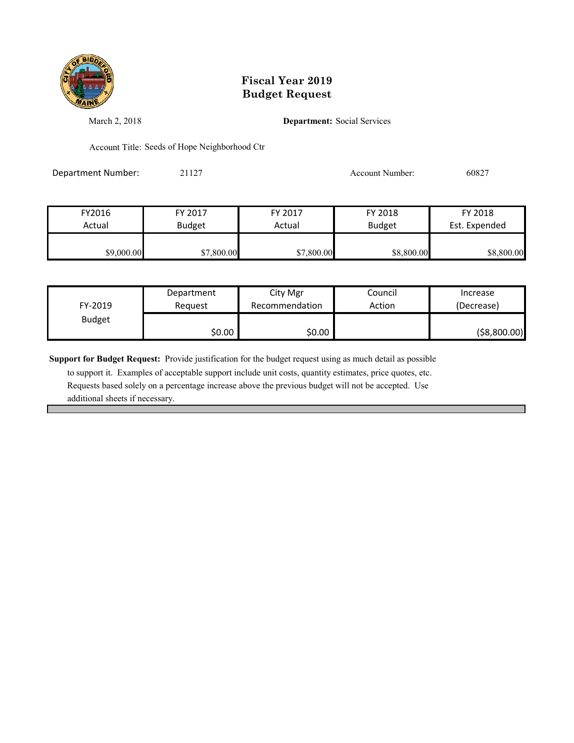# Fiscal Year 2019
# Budget Request

March 2, 2018

**Department:** Social Services

Account Title: Seeds of Hope Neighborhood Ctr

Department Number: 21127

Account Number: 60827

| FY2016 Actual | FY 2017 Budget | FY 2017 Actual | FY 2018 Budget | FY 2018 Est. Expended |
|---|---|---|---|---|
| $9,000.00 | $7,800.00 | $7,800.00 | $8,800.00 | $8,800.00 |

| FY-2019 Budget | Department Request | City Mgr Recommendation | Council Action | Increase (Decrease) |
|---|---|---|---|---|
| | $0.00 | $0.00 | | ($8,800.00) |

**Support for Budget Request:** Provide justification for the budget request using as much detail as possible to support it. Examples of acceptable support include unit costs, quantity estimates, price quotes, etc. Requests based solely on a percentage increase above the previous budget will not be accepted. Use additional sheets if necessary.